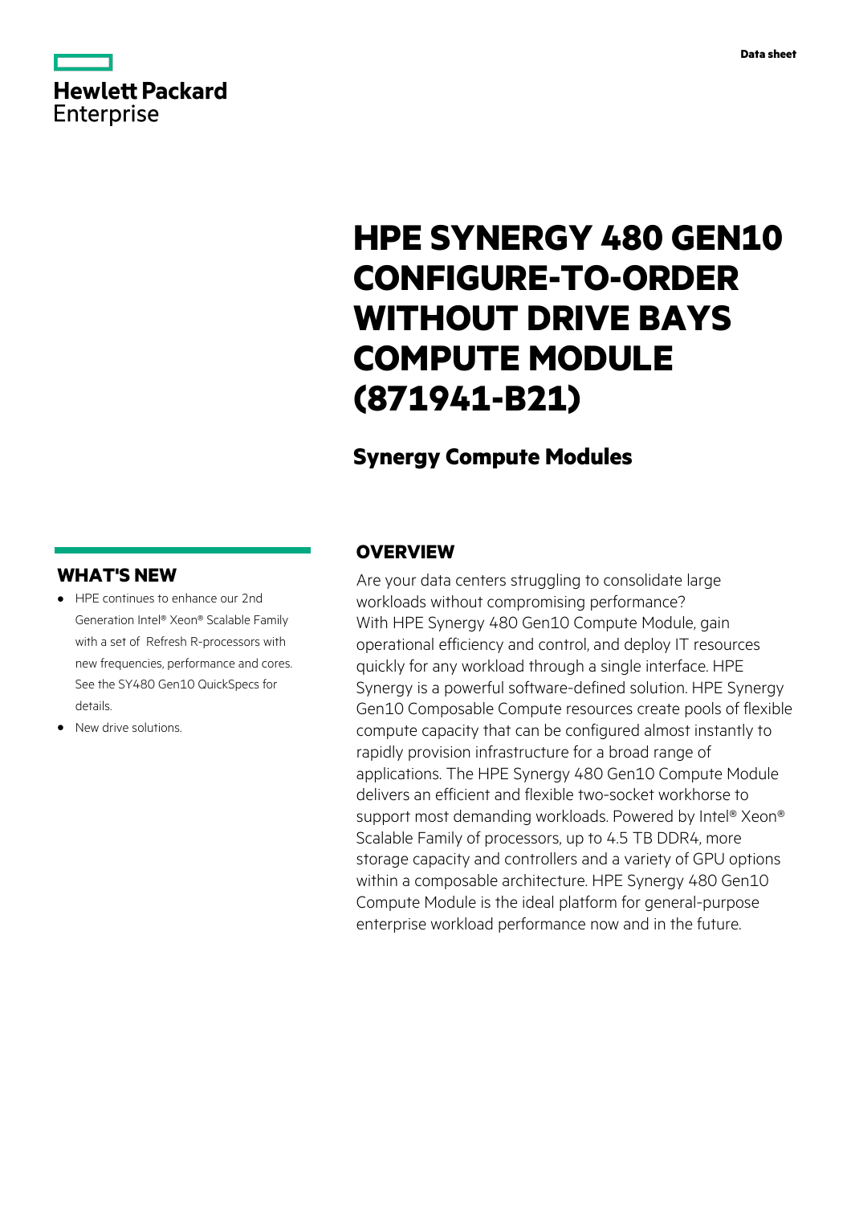# HPE SYNERGY 480 GEN10 CONFIGURE-TO-ORDER WITHOUT DRIVE BAYS COMPUTE MODULE (871941-B21)

## Synergy Compute Modules

## WHAT'S NEW

- HPE continues to enhance our 2nd Generation Intel® Xeon® Scalable Family with a set of Refresh R-processors with new frequencies, performance and cores. See the SY480 Gen10 QuickSpecs for details.
- New drive solutions.

## OVERVIEW

Are your data centers struggling to consolidate large workloads without compromising performance?
With HPE Synergy 480 Gen10 Compute Module, gain operational efficiency and control, and deploy IT resources quickly for any workload through a single interface. HPE Synergy is a powerful software-defined solution. HPE Synergy Gen10 Composable Compute resources create pools of flexible compute capacity that can be configured almost instantly to rapidly provision infrastructure for a broad range of applications. The HPE Synergy 480 Gen10 Compute Module delivers an efficient and flexible two-socket workhorse to support most demanding workloads. Powered by Intel® Xeon® Scalable Family of processors, up to 4.5 TB DDR4, more storage capacity and controllers and a variety of GPU options within a composable architecture. HPE Synergy 480 Gen10 Compute Module is the ideal platform for general-purpose enterprise workload performance now and in the future.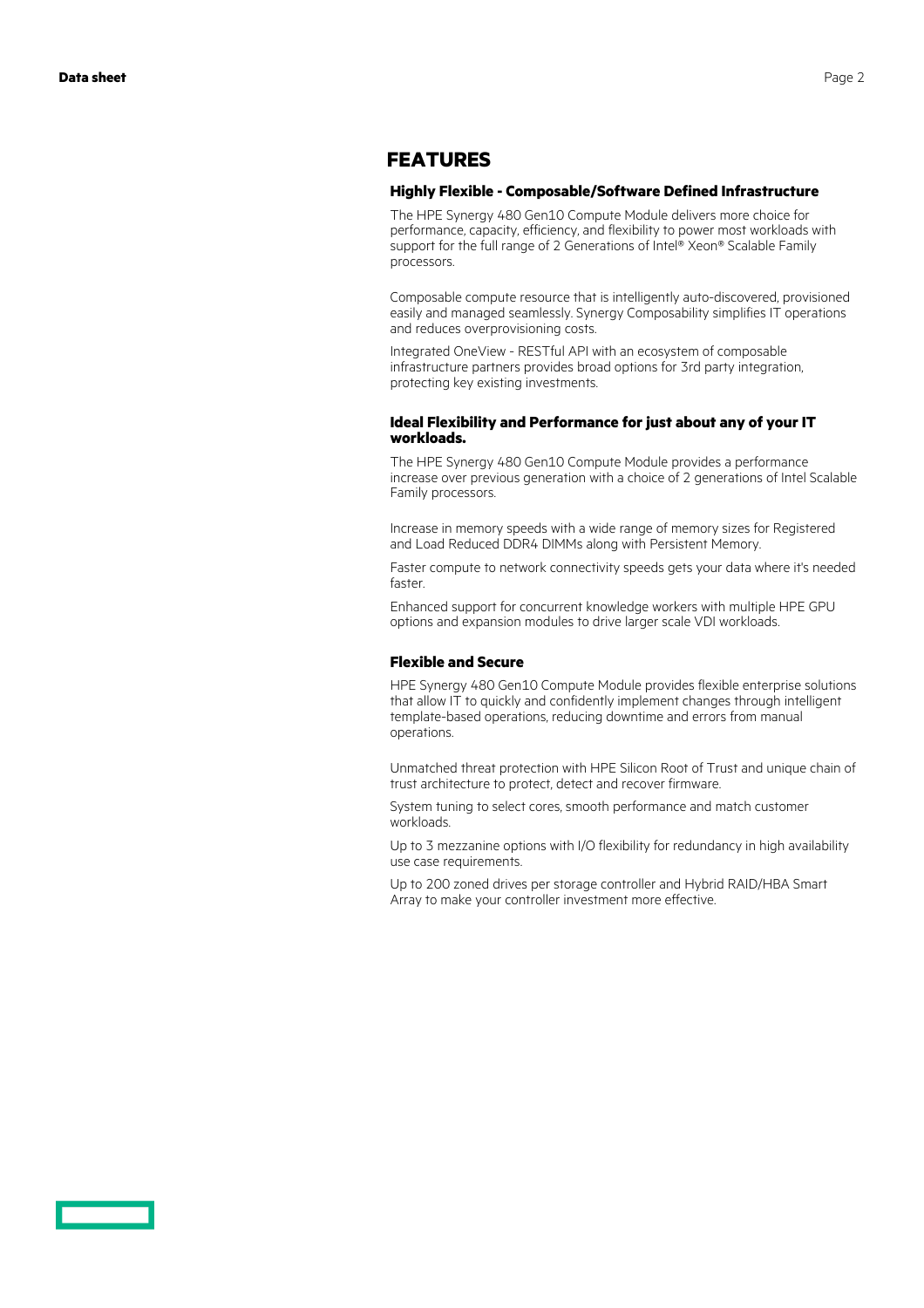## FEATURES

### Highly Flexible - Composable/Software Defined Infrastructure

The HPE Synergy 480 Gen10 Compute Module delivers more choice for performance, capacity, efficiency, and flexibility to power most workloads with support for the full range of 2 Generations of Intel® Xeon® Scalable Family processors.

Composable compute resource that is intelligently auto-discovered, provisioned easily and managed seamlessly. Synergy Composability simplifies IT operations and reduces overprovisioning costs.

Integrated OneView - RESTful API with an ecosystem of composable infrastructure partners provides broad options for 3rd party integration, protecting key existing investments.

### Ideal Flexibility and Performance for just about any of your IT workloads.

The HPE Synergy 480 Gen10 Compute Module provides a performance increase over previous generation with a choice of 2 generations of Intel Scalable Family processors.

Increase in memory speeds with a wide range of memory sizes for Registered and Load Reduced DDR4 DIMMs along with Persistent Memory.

Faster compute to network connectivity speeds gets your data where it's needed faster.

Enhanced support for concurrent knowledge workers with multiple HPE GPU options and expansion modules to drive larger scale VDI workloads.

### Flexible and Secure

HPE Synergy 480 Gen10 Compute Module provides flexible enterprise solutions that allow IT to quickly and confidently implement changes through intelligent template-based operations, reducing downtime and errors from manual operations.

Unmatched threat protection with HPE Silicon Root of Trust and unique chain of trust architecture to protect, detect and recover firmware.

System tuning to select cores, smooth performance and match customer workloads.

Up to 3 mezzanine options with I/O flexibility for redundancy in high availability use case requirements.

Up to 200 zoned drives per storage controller and Hybrid RAID/HBA Smart Array to make your controller investment more effective.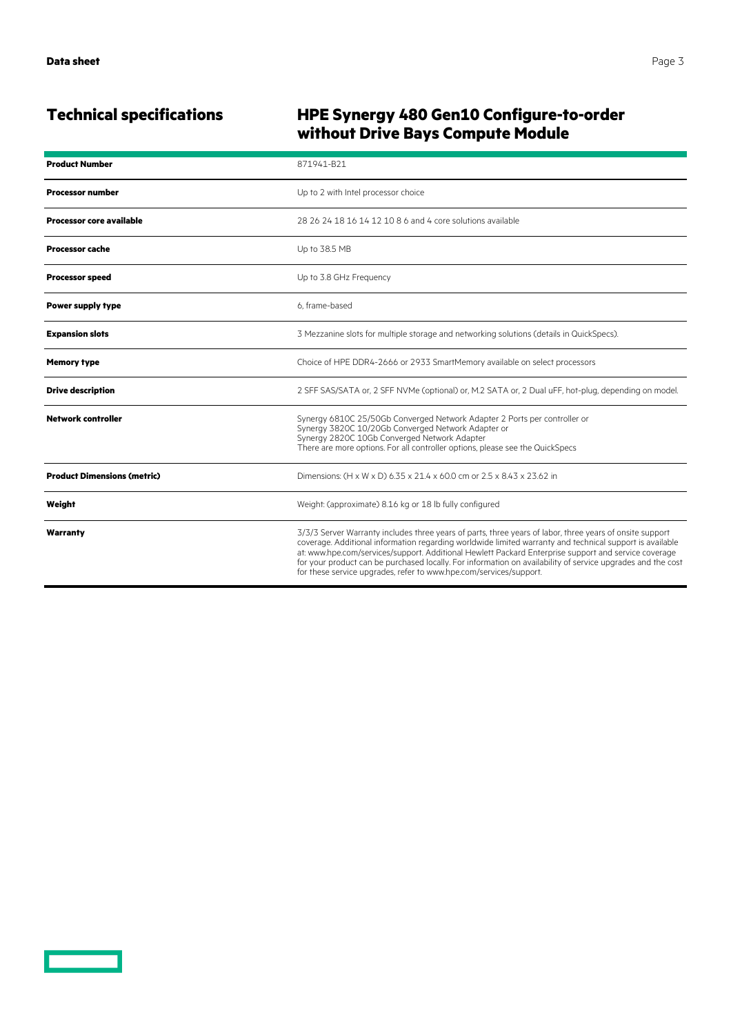## Technical specifications

## HPE Synergy 480 Gen10 Configure-to-order without Drive Bays Compute Module

| | |
|---|---|
| **Product Number** | 871941-B21 |
| **Processor number** | Up to 2 with Intel processor choice |
| **Processor core available** | 28 26 24 18 16 14 12 10 8 6 and 4 core solutions available |
| **Processor cache** | Up to 38.5 MB |
| **Processor speed** | Up to 3.8 GHz Frequency |
| **Power supply type** | 6, frame-based |
| **Expansion slots** | 3 Mezzanine slots for multiple storage and networking solutions (details in QuickSpecs). |
| **Memory type** | Choice of HPE DDR4-2666 or 2933 SmartMemory available on select processors |
| **Drive description** | 2 SFF SAS/SATA or, 2 SFF NVMe (optional) or, M.2 SATA or, 2 Dual uFF, hot-plug, depending on model. |
| **Network controller** | Synergy 6810C 25/50Gb Converged Network Adapter 2 Ports per controller or<br>Synergy 3820C 10/20Gb Converged Network Adapter or<br>Synergy 2820C 10Gb Converged Network Adapter<br>There are more options. For all controller options, please see the QuickSpecs |
| **Product Dimensions (metric)** | Dimensions: (H x W x D) 6.35 x 21.4 x 60.0 cm or 2.5 x 8.43 x 23.62 in |
| **Weight** | Weight: (approximate) 8.16 kg or 18 lb fully configured |
| **Warranty** | 3/3/3 Server Warranty includes three years of parts, three years of labor, three years of onsite support coverage. Additional information regarding worldwide limited warranty and technical support is available at: www.hpe.com/services/support. Additional Hewlett Packard Enterprise support and service coverage for your product can be purchased locally. For information on availability of service upgrades and the cost for these service upgrades, refer to www.hpe.com/services/support. |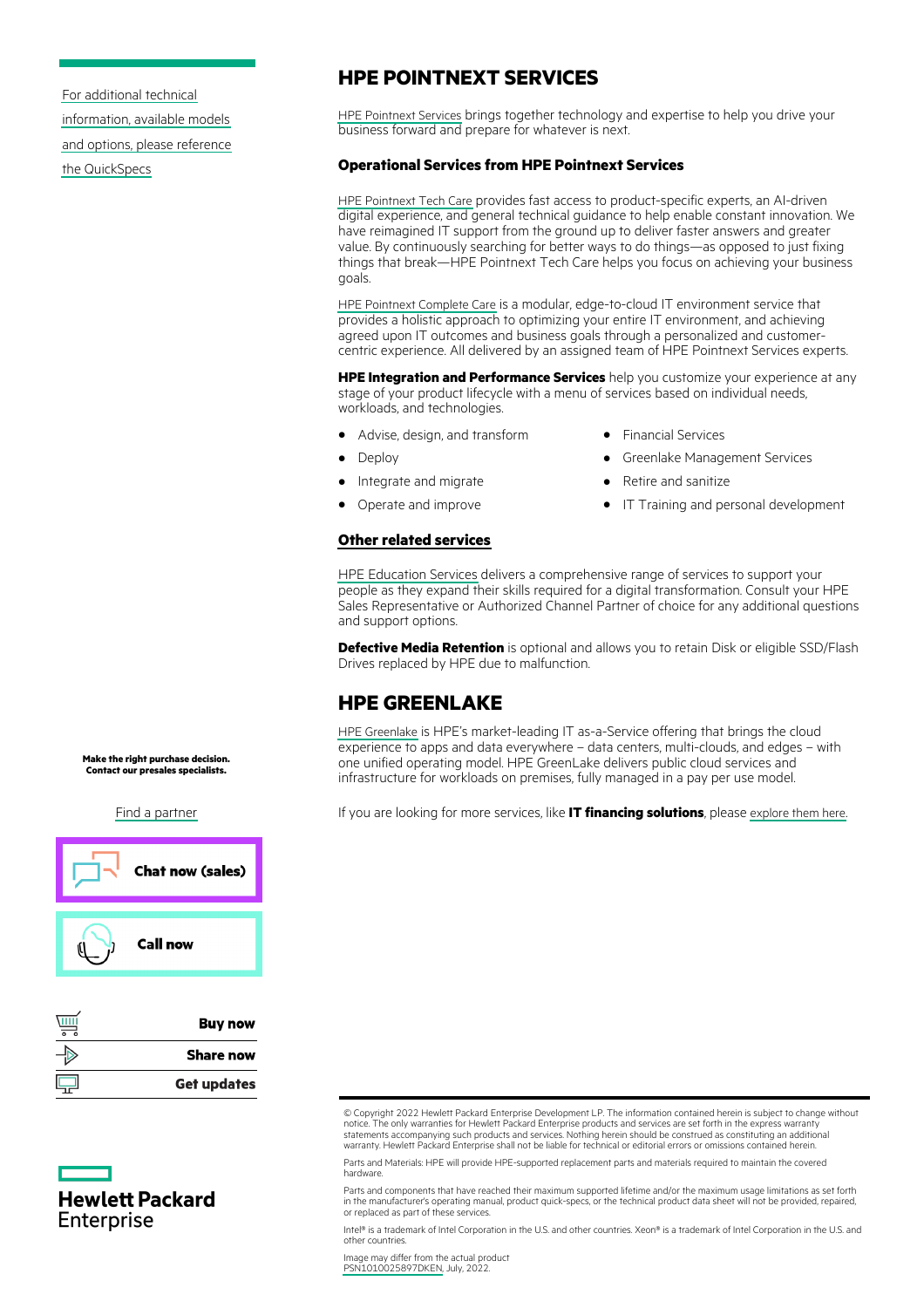For additional technical information, available models and options, please reference the QuickSpecs

## HPE POINTNEXT SERVICES

HPE Pointnext Services brings together technology and expertise to help you drive your business forward and prepare for whatever is next.

### Operational Services from HPE Pointnext Services

HPE Pointnext Tech Care provides fast access to product-specific experts, an AI-driven digital experience, and general technical guidance to help enable constant innovation. We have reimagined IT support from the ground up to deliver faster answers and greater value. By continuously searching for better ways to do things—as opposed to just fixing things that break—HPE Pointnext Tech Care helps you focus on achieving your business goals.

HPE Pointnext Complete Care is a modular, edge-to-cloud IT environment service that provides a holistic approach to optimizing your entire IT environment, and achieving agreed upon IT outcomes and business goals through a personalized and customer-centric experience. All delivered by an assigned team of HPE Pointnext Services experts.

**HPE Integration and Performance Services** help you customize your experience at any stage of your product lifecycle with a menu of services based on individual needs, workloads, and technologies.

- Advise, design, and transform
- Deploy
- Integrate and migrate
- Operate and improve
- Financial Services
- Greenlake Management Services
- Retire and sanitize
- IT Training and personal development

### Other related services

HPE Education Services delivers a comprehensive range of services to support your people as they expand their skills required for a digital transformation. Consult your HPE Sales Representative or Authorized Channel Partner of choice for any additional questions and support options.

**Defective Media Retention** is optional and allows you to retain Disk or eligible SSD/Flash Drives replaced by HPE due to malfunction.

## HPE GREENLAKE

HPE Greenlake is HPE's market-leading IT as-a-Service offering that brings the cloud experience to apps and data everywhere – data centers, multi-clouds, and edges – with one unified operating model. HPE GreenLake delivers public cloud services and infrastructure for workloads on premises, fully managed in a pay per use model.

If you are looking for more services, like **IT financing solutions**, please explore them here.

**Make the right purchase decision. Contact our presales specialists.**

Find a partner

Chat now (sales)

Call now

Buy now

Share now

Get updates

© Copyright 2022 Hewlett Packard Enterprise Development LP. The information contained herein is subject to change without notice. The only warranties for Hewlett Packard Enterprise products and services are set forth in the express warranty statements accompanying such products and services. Nothing herein should be construed as constituting an additional warranty. Hewlett Packard Enterprise shall not be liable for technical or editorial errors or omissions contained herein.

Parts and Materials: HPE will provide HPE-supported replacement parts and materials required to maintain the covered hardware.

Parts and components that have reached their maximum supported lifetime and/or the maximum usage limitations as set forth in the manufacturer's operating manual, product quick-specs, or the technical product data sheet will not be provided, repaired, or replaced as part of these services.

Intel® is a trademark of Intel Corporation in the U.S. and other countries. Xeon® is a trademark of Intel Corporation in the U.S. and other countries.

Image may differ from the actual product
PSN1010025897DKEN, July, 2022.

Hewlett Packard Enterprise